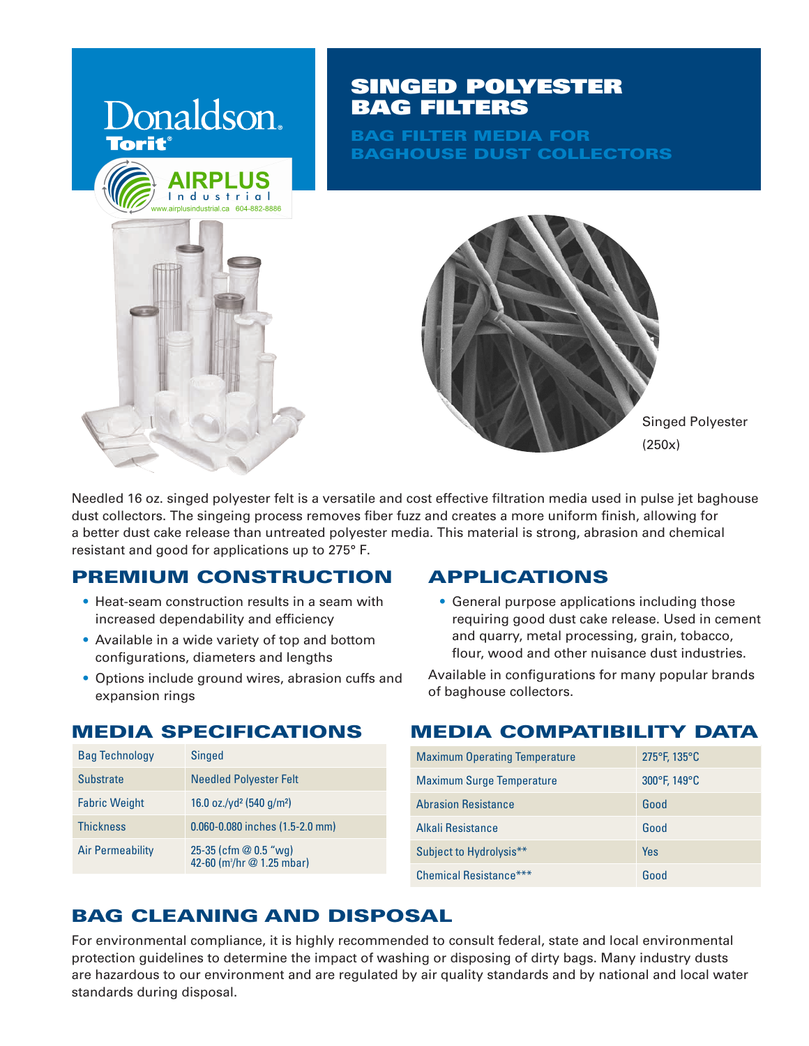Donaldson. Torit®

AIRPLUS Industrial
www.airplusindustrial.ca 604-882-8886

# SINGED POLYESTER BAG FILTERS

## BAG FILTER MEDIA FOR BAGHOUSE DUST COLLECTORS

Singed Polyester (250x)

Needled 16 oz. singed polyester felt is a versatile and cost effective filtration media used in pulse jet baghouse dust collectors. The singeing process removes fiber fuzz and creates a more uniform finish, allowing for a better dust cake release than untreated polyester media. This material is strong, abrasion and chemical resistant and good for applications up to 275° F.

## PREMIUM CONSTRUCTION

- Heat-seam construction results in a seam with increased dependability and efficiency
- Available in a wide variety of top and bottom configurations, diameters and lengths
- Options include ground wires, abrasion cuffs and expansion rings

## APPLICATIONS

- General purpose applications including those requiring good dust cake release. Used in cement and quarry, metal processing, grain, tobacco, flour, wood and other nuisance dust industries.

Available in configurations for many popular brands of baghouse collectors.

## MEDIA SPECIFICATIONS

| | |
|---|---|
| Bag Technology | Singed |
| Substrate | Needled Polyester Felt |
| Fabric Weight | 16.0 oz./yd² (540 g/m²) |
| Thickness | 0.060-0.080 inches (1.5-2.0 mm) |
| Air Permeability | 25-35 (cfm @ 0.5 "wg) 42-60 (m³/hr @ 1.25 mbar) |

## MEDIA COMPATIBILITY DATA

| | |
|---|---|
| Maximum Operating Temperature | 275°F, 135°C |
| Maximum Surge Temperature | 300°F, 149°C |
| Abrasion Resistance | Good |
| Alkali Resistance | Good |
| Subject to Hydrolysis** | Yes |
| Chemical Resistance*** | Good |

## BAG CLEANING AND DISPOSAL

For environmental compliance, it is highly recommended to consult federal, state and local environmental protection guidelines to determine the impact of washing or disposing of dirty bags. Many industry dusts are hazardous to our environment and are regulated by air quality standards and by national and local water standards during disposal.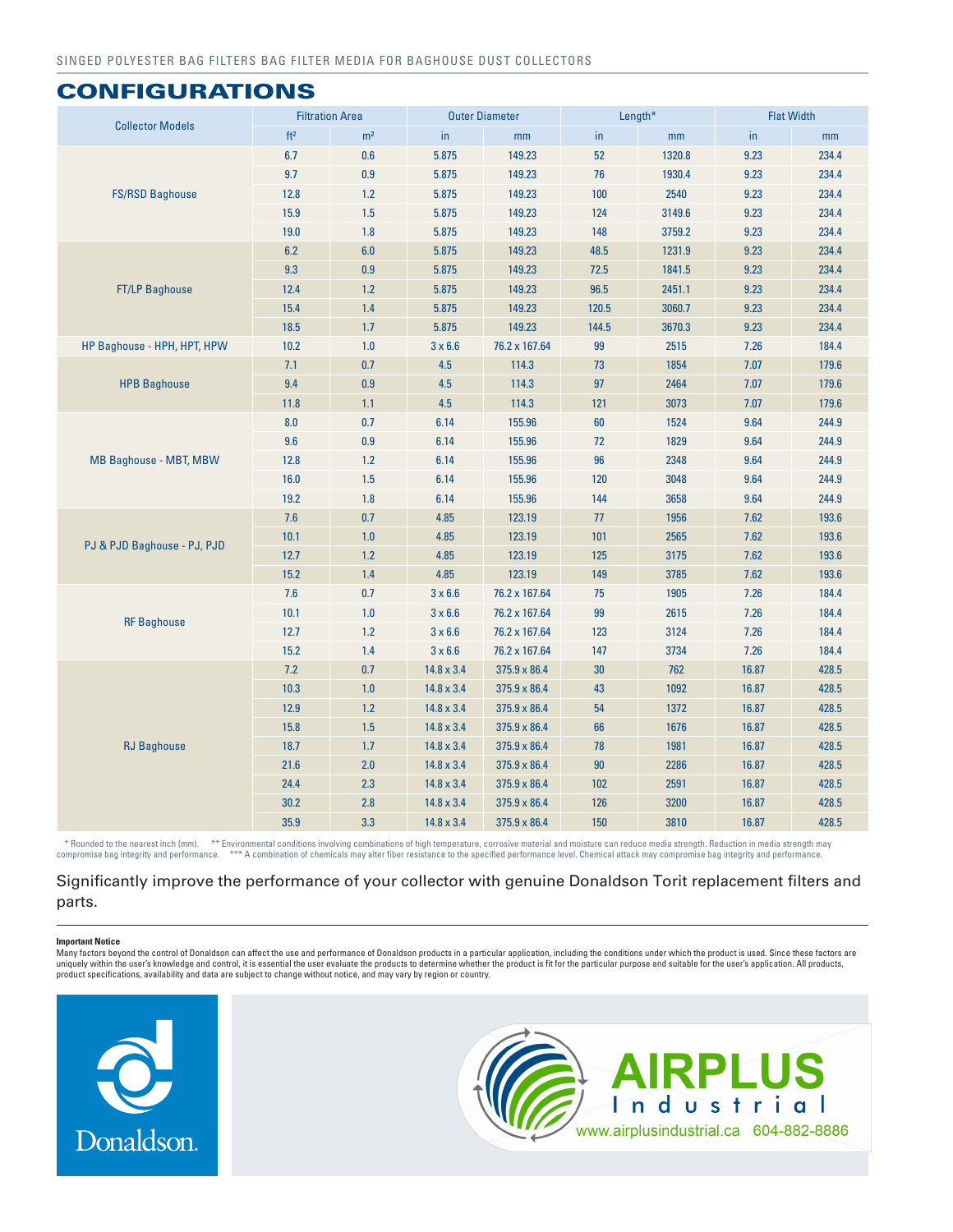SINGED POLYESTER BAG FILTERS BAG FILTER MEDIA FOR BAGHOUSE DUST COLLECTORS

## CONFIGURATIONS

| Collector Models | Filtration Area | | Outer Diameter | | Length* | | Flat Width | |
|---|---|---|---|---|---|---|---|---|
| | ft² | m² | in | mm | in | mm | in | mm |
| FS/RSD Baghouse | 6.7 | 0.6 | 5.875 | 149.23 | 52 | 1320.8 | 9.23 | 234.4 |
| | 9.7 | 0.9 | 5.875 | 149.23 | 76 | 1930.4 | 9.23 | 234.4 |
| | 12.8 | 1.2 | 5.875 | 149.23 | 100 | 2540 | 9.23 | 234.4 |
| | 15.9 | 1.5 | 5.875 | 149.23 | 124 | 3149.6 | 9.23 | 234.4 |
| | 19.0 | 1.8 | 5.875 | 149.23 | 148 | 3759.2 | 9.23 | 234.4 |
| FT/LP Baghouse | 6.2 | 6.0 | 5.875 | 149.23 | 48.5 | 1231.9 | 9.23 | 234.4 |
| | 9.3 | 0.9 | 5.875 | 149.23 | 72.5 | 1841.5 | 9.23 | 234.4 |
| | 12.4 | 1.2 | 5.875 | 149.23 | 96.5 | 2451.1 | 9.23 | 234.4 |
| | 15.4 | 1.4 | 5.875 | 149.23 | 120.5 | 3060.7 | 9.23 | 234.4 |
| | 18.5 | 1.7 | 5.875 | 149.23 | 144.5 | 3670.3 | 9.23 | 234.4 |
| HP Baghouse - HPH, HPT, HPW | 10.2 | 1.0 | 3 x 6.6 | 76.2 x 167.64 | 99 | 2515 | 7.26 | 184.4 |
| HPB Baghouse | 7.1 | 0.7 | 4.5 | 114.3 | 73 | 1854 | 7.07 | 179.6 |
| | 9.4 | 0.9 | 4.5 | 114.3 | 97 | 2464 | 7.07 | 179.6 |
| | 11.8 | 1.1 | 4.5 | 114.3 | 121 | 3073 | 7.07 | 179.6 |
| MB Baghouse - MBT, MBW | 8.0 | 0.7 | 6.14 | 155.96 | 60 | 1524 | 9.64 | 244.9 |
| | 9.6 | 0.9 | 6.14 | 155.96 | 72 | 1829 | 9.64 | 244.9 |
| | 12.8 | 1.2 | 6.14 | 155.96 | 96 | 2348 | 9.64 | 244.9 |
| | 16.0 | 1.5 | 6.14 | 155.96 | 120 | 3048 | 9.64 | 244.9 |
| | 19.2 | 1.8 | 6.14 | 155.96 | 144 | 3658 | 9.64 | 244.9 |
| PJ & PJD Baghouse - PJ, PJD | 7.6 | 0.7 | 4.85 | 123.19 | 77 | 1956 | 7.62 | 193.6 |
| | 10.1 | 1.0 | 4.85 | 123.19 | 101 | 2565 | 7.62 | 193.6 |
| | 12.7 | 1.2 | 4.85 | 123.19 | 125 | 3175 | 7.62 | 193.6 |
| | 15.2 | 1.4 | 4.85 | 123.19 | 149 | 3785 | 7.62 | 193.6 |
| RF Baghouse | 7.6 | 0.7 | 3 x 6.6 | 76.2 x 167.64 | 75 | 1905 | 7.26 | 184.4 |
| | 10.1 | 1.0 | 3 x 6.6 | 76.2 x 167.64 | 99 | 2615 | 7.26 | 184.4 |
| | 12.7 | 1.2 | 3 x 6.6 | 76.2 x 167.64 | 123 | 3124 | 7.26 | 184.4 |
| | 15.2 | 1.4 | 3 x 6.6 | 76.2 x 167.64 | 147 | 3734 | 7.26 | 184.4 |
| RJ Baghouse | 7.2 | 0.7 | 14.8 x 3.4 | 375.9 x 86.4 | 30 | 762 | 16.87 | 428.5 |
| | 10.3 | 1.0 | 14.8 x 3.4 | 375.9 x 86.4 | 43 | 1092 | 16.87 | 428.5 |
| | 12.9 | 1.2 | 14.8 x 3.4 | 375.9 x 86.4 | 54 | 1372 | 16.87 | 428.5 |
| | 15.8 | 1.5 | 14.8 x 3.4 | 375.9 x 86.4 | 66 | 1676 | 16.87 | 428.5 |
| | 18.7 | 1.7 | 14.8 x 3.4 | 375.9 x 86.4 | 78 | 1981 | 16.87 | 428.5 |
| | 21.6 | 2.0 | 14.8 x 3.4 | 375.9 x 86.4 | 90 | 2286 | 16.87 | 428.5 |
| | 24.4 | 2.3 | 14.8 x 3.4 | 375.9 x 86.4 | 102 | 2591 | 16.87 | 428.5 |
| | 30.2 | 2.8 | 14.8 x 3.4 | 375.9 x 86.4 | 126 | 3200 | 16.87 | 428.5 |
| | 35.9 | 3.3 | 14.8 x 3.4 | 375.9 x 86.4 | 150 | 3810 | 16.87 | 428.5 |

\* Rounded to the nearest inch (mm). ** Environmental conditions involving combinations of high temperature, corrosive material and moisture can reduce media strength. Reduction in media strength may compromise bag integrity and performance. *** A combination of chemicals may alter fiber resistance to the specified performance level. Chemical attack may compromise bag integrity and performance.

Significantly improve the performance of your collector with genuine Donaldson Torit replacement filters and parts.

**Important Notice**
Many factors beyond the control of Donaldson can affect the use and performance of Donaldson products in a particular application, including the conditions under which the product is used. Since these factors are uniquely within the user's knowledge and control, it is essential the user evaluate the products to determine whether the product is fit for the particular purpose and suitable for the user's application. All products, product specifications, availability and data are subject to change without notice, and may vary by region or country.

Donaldson.

AIRPLUS Industrial
www.airplusindustrial.ca 604-882-8886